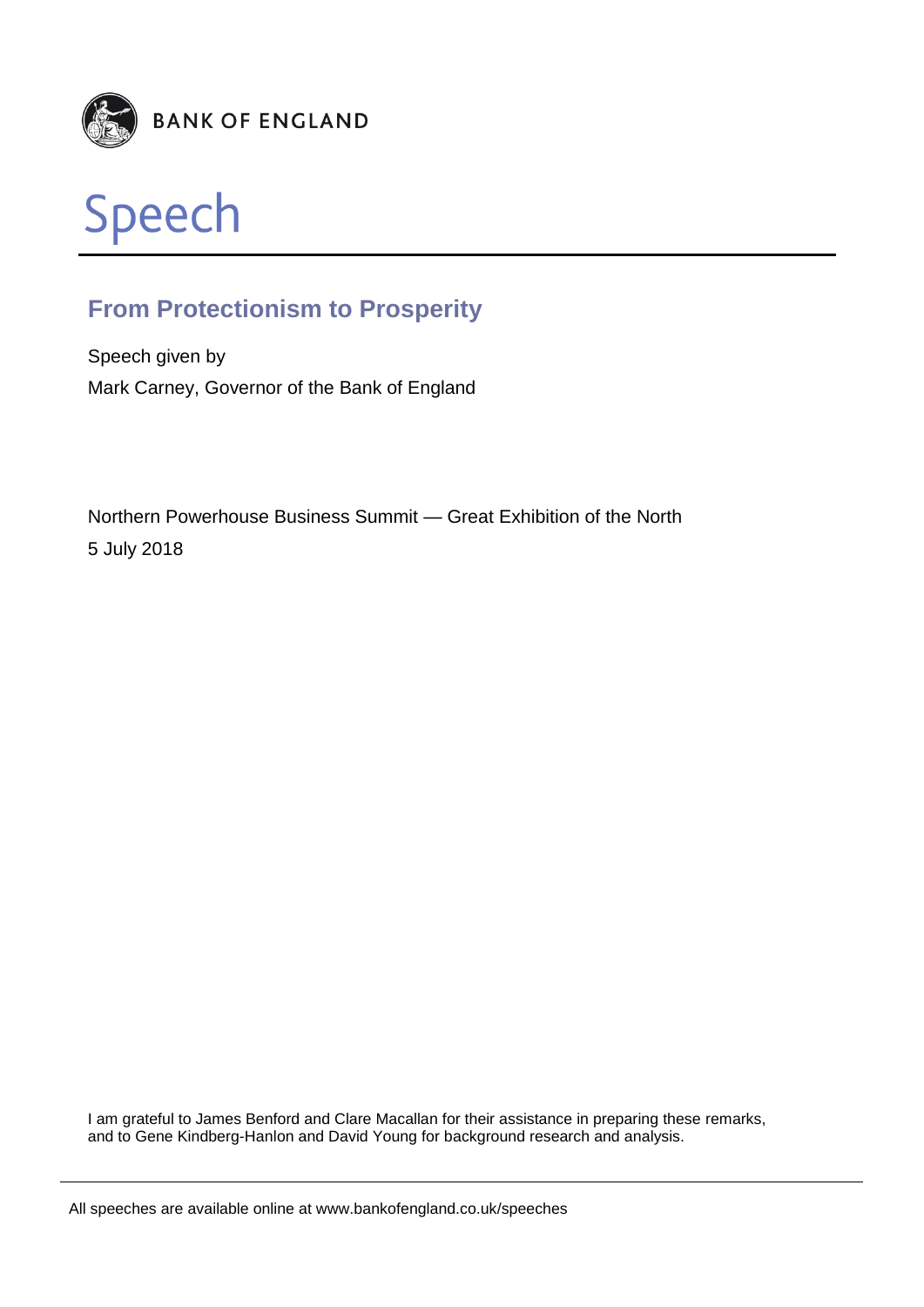BANK OF ENGLAND

# Speech

## From Protectionism to Prosperity

Speech given by

Mark Carney, Governor of the Bank of England

Northern Powerhouse Business Summit — Great Exhibition of the North

5 July 2018

I am grateful to James Benford and Clare Macallan for their assistance in preparing these remarks, and to Gene Kindberg-Hanlon and David Young for background research and analysis.

All speeches are available online at www.bankofengland.co.uk/speeches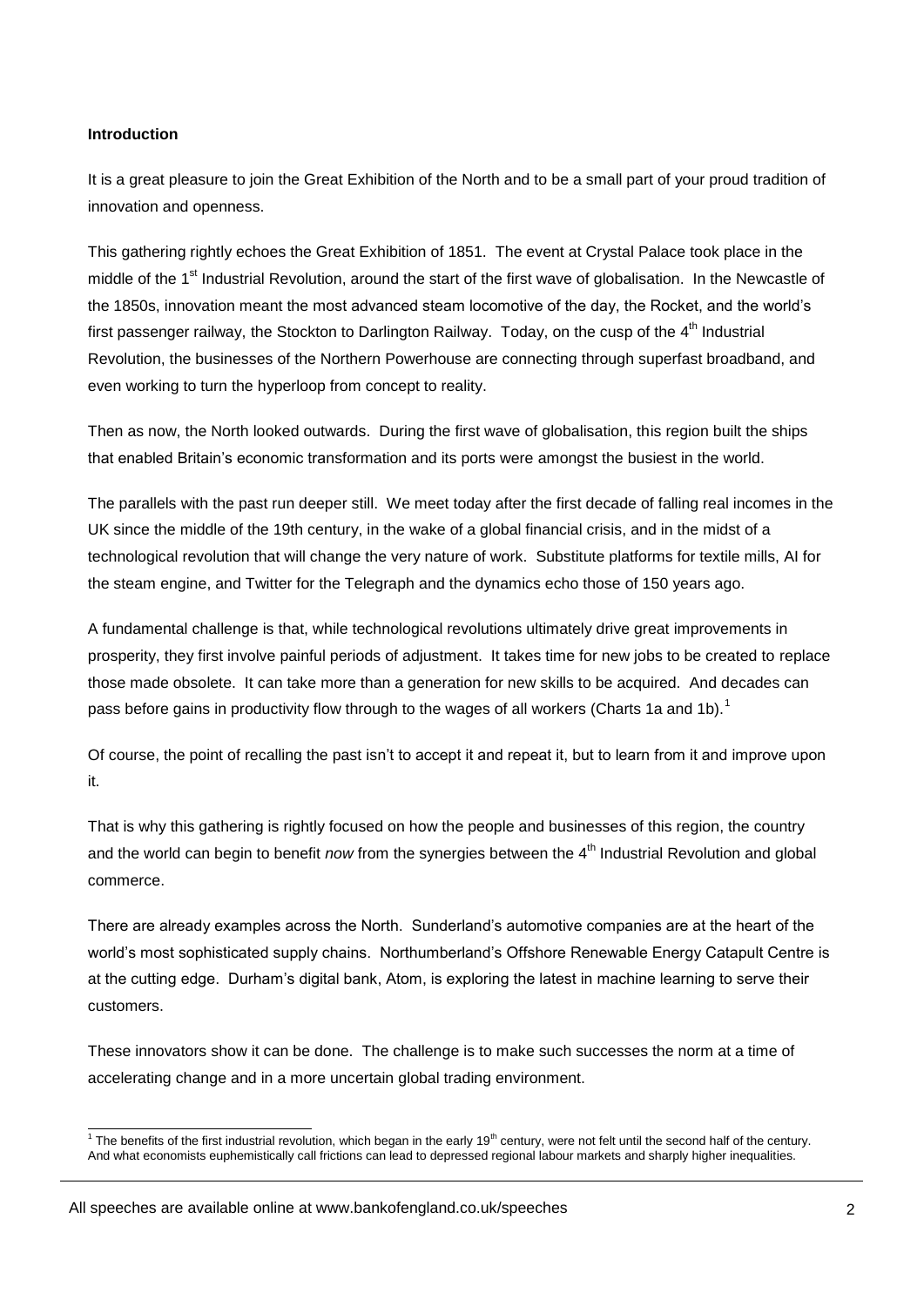**Introduction**

It is a great pleasure to join the Great Exhibition of the North and to be a small part of your proud tradition of innovation and openness.

This gathering rightly echoes the Great Exhibition of 1851. The event at Crystal Palace took place in the middle of the 1st Industrial Revolution, around the start of the first wave of globalisation. In the Newcastle of the 1850s, innovation meant the most advanced steam locomotive of the day, the Rocket, and the world's first passenger railway, the Stockton to Darlington Railway. Today, on the cusp of the 4th Industrial Revolution, the businesses of the Northern Powerhouse are connecting through superfast broadband, and even working to turn the hyperloop from concept to reality.

Then as now, the North looked outwards. During the first wave of globalisation, this region built the ships that enabled Britain's economic transformation and its ports were amongst the busiest in the world.

The parallels with the past run deeper still. We meet today after the first decade of falling real incomes in the UK since the middle of the 19th century, in the wake of a global financial crisis, and in the midst of a technological revolution that will change the very nature of work. Substitute platforms for textile mills, AI for the steam engine, and Twitter for the Telegraph and the dynamics echo those of 150 years ago.

A fundamental challenge is that, while technological revolutions ultimately drive great improvements in prosperity, they first involve painful periods of adjustment. It takes time for new jobs to be created to replace those made obsolete. It can take more than a generation for new skills to be acquired. And decades can pass before gains in productivity flow through to the wages of all workers (Charts 1a and 1b).[1]

Of course, the point of recalling the past isn't to accept it and repeat it, but to learn from it and improve upon it.

That is why this gathering is rightly focused on how the people and businesses of this region, the country and the world can begin to benefit *now* from the synergies between the 4th Industrial Revolution and global commerce.

There are already examples across the North. Sunderland's automotive companies are at the heart of the world's most sophisticated supply chains. Northumberland's Offshore Renewable Energy Catapult Centre is at the cutting edge. Durham's digital bank, Atom, is exploring the latest in machine learning to serve their customers.

These innovators show it can be done. The challenge is to make such successes the norm at a time of accelerating change and in a more uncertain global trading environment.

[1] The benefits of the first industrial revolution, which began in the early 19th century, were not felt until the second half of the century. And what economists euphemistically call frictions can lead to depressed regional labour markets and sharply higher inequalities.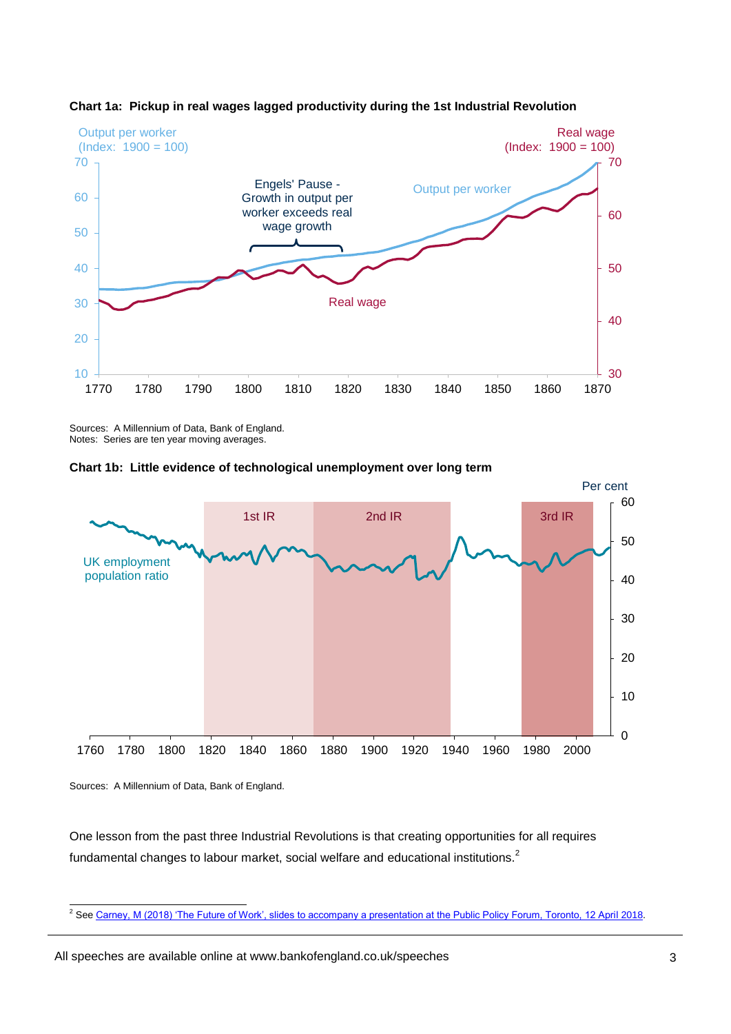**Chart 1a: Pickup in real wages lagged productivity during the 1st Industrial Revolution**

Sources: A Millennium of Data, Bank of England.
Notes: Series are ten year moving averages.

**Chart 1b: Little evidence of technological unemployment over long term**

Sources: A Millennium of Data, Bank of England.

One lesson from the past three Industrial Revolutions is that creating opportunities for all requires fundamental changes to labour market, social welfare and educational institutions.[2]

---

[2] See Carney, M (2018) 'The Future of Work', slides to accompany a presentation at the Public Policy Forum, Toronto, 12 April 2018.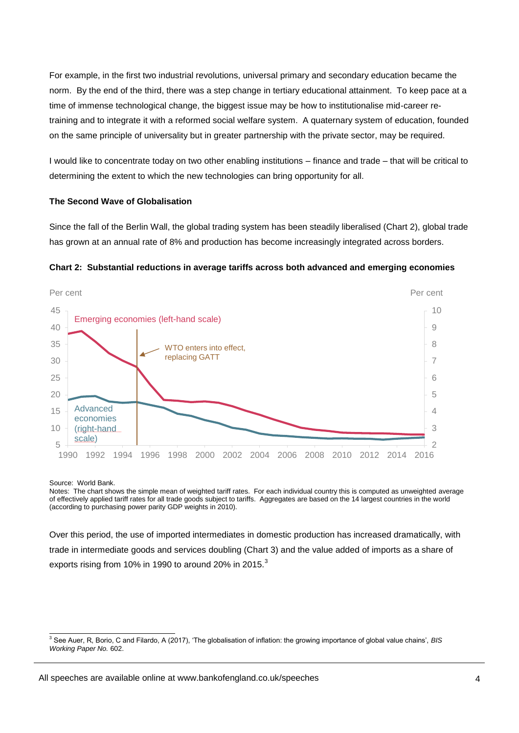For example, in the first two industrial revolutions, universal primary and secondary education became the norm. By the end of the third, there was a step change in tertiary educational attainment. To keep pace at a time of immense technological change, the biggest issue may be how to institutionalise mid-career re-training and to integrate it with a reformed social welfare system. A quaternary system of education, founded on the same principle of universality but in greater partnership with the private sector, may be required.

I would like to concentrate today on two other enabling institutions – finance and trade – that will be critical to determining the extent to which the new technologies can bring opportunity for all.

**The Second Wave of Globalisation**

Since the fall of the Berlin Wall, the global trading system has been steadily liberalised (Chart 2), global trade has grown at an annual rate of 8% and production has become increasingly integrated across borders.

**Chart 2: Substantial reductions in average tariffs across both advanced and emerging economies**

Source: World Bank.

Notes: The chart shows the simple mean of weighted tariff rates. For each individual country this is computed as unweighted average of effectively applied tariff rates for all trade goods subject to tariffs. Aggregates are based on the 14 largest countries in the world (according to purchasing power parity GDP weights in 2010).

Over this period, the use of imported intermediates in domestic production has increased dramatically, with trade in intermediate goods and services doubling (Chart 3) and the value added of imports as a share of exports rising from 10% in 1990 to around 20% in 2015.[3]

---

[3] See Auer, R, Borio, C and Filardo, A (2017), 'The globalisation of inflation: the growing importance of global value chains', *BIS Working Paper No.* 602.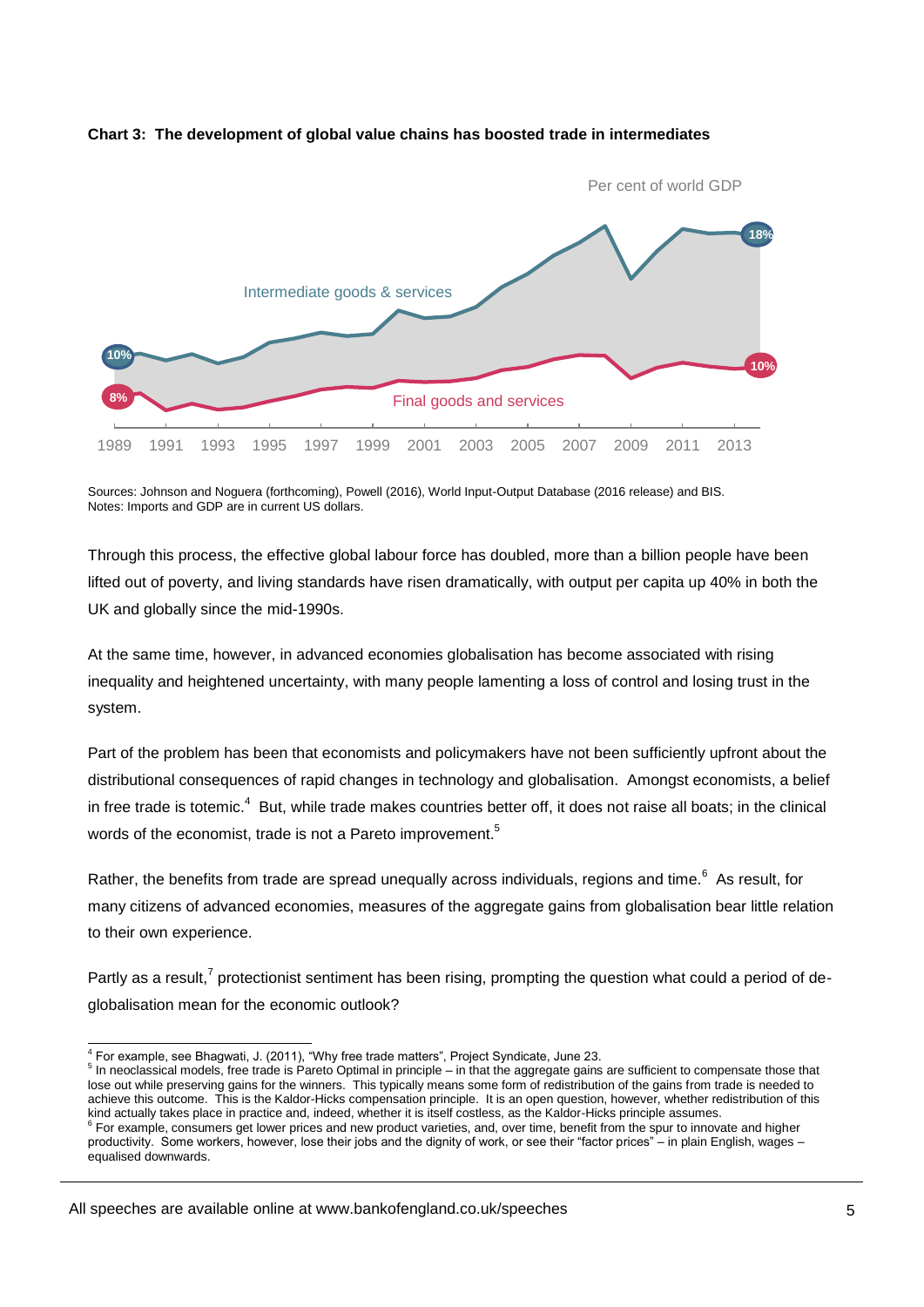**Chart 3: The development of global value chains has boosted trade in intermediates**

Sources: Johnson and Noguera (forthcoming), Powell (2016), World Input-Output Database (2016 release) and BIS.
Notes: Imports and GDP are in current US dollars.

Through this process, the effective global labour force has doubled, more than a billion people have been lifted out of poverty, and living standards have risen dramatically, with output per capita up 40% in both the UK and globally since the mid-1990s.

At the same time, however, in advanced economies globalisation has become associated with rising inequality and heightened uncertainty, with many people lamenting a loss of control and losing trust in the system.

Part of the problem has been that economists and policymakers have not been sufficiently upfront about the distributional consequences of rapid changes in technology and globalisation. Amongst economists, a belief in free trade is totemic.[4] But, while trade makes countries better off, it does not raise all boats; in the clinical words of the economist, trade is not a Pareto improvement.[5]

Rather, the benefits from trade are spread unequally across individuals, regions and time.[6] As result, for many citizens of advanced economies, measures of the aggregate gains from globalisation bear little relation to their own experience.

Partly as a result,[7] protectionist sentiment has been rising, prompting the question what could a period of de-globalisation mean for the economic outlook?

---

[4] For example, see Bhagwati, J. (2011), "Why free trade matters", Project Syndicate, June 23.

[5] In neoclassical models, free trade is Pareto Optimal in principle – in that the aggregate gains are sufficient to compensate those that lose out while preserving gains for the winners. This typically means some form of redistribution of the gains from trade is needed to achieve this outcome. This is the Kaldor-Hicks compensation principle. It is an open question, however, whether redistribution of this kind actually takes place in practice and, indeed, whether it is itself costless, as the Kaldor-Hicks principle assumes.

[6] For example, consumers get lower prices and new product varieties, and, over time, benefit from the spur to innovate and higher productivity. Some workers, however, lose their jobs and the dignity of work, or see their "factor prices" – in plain English, wages – equalised downwards.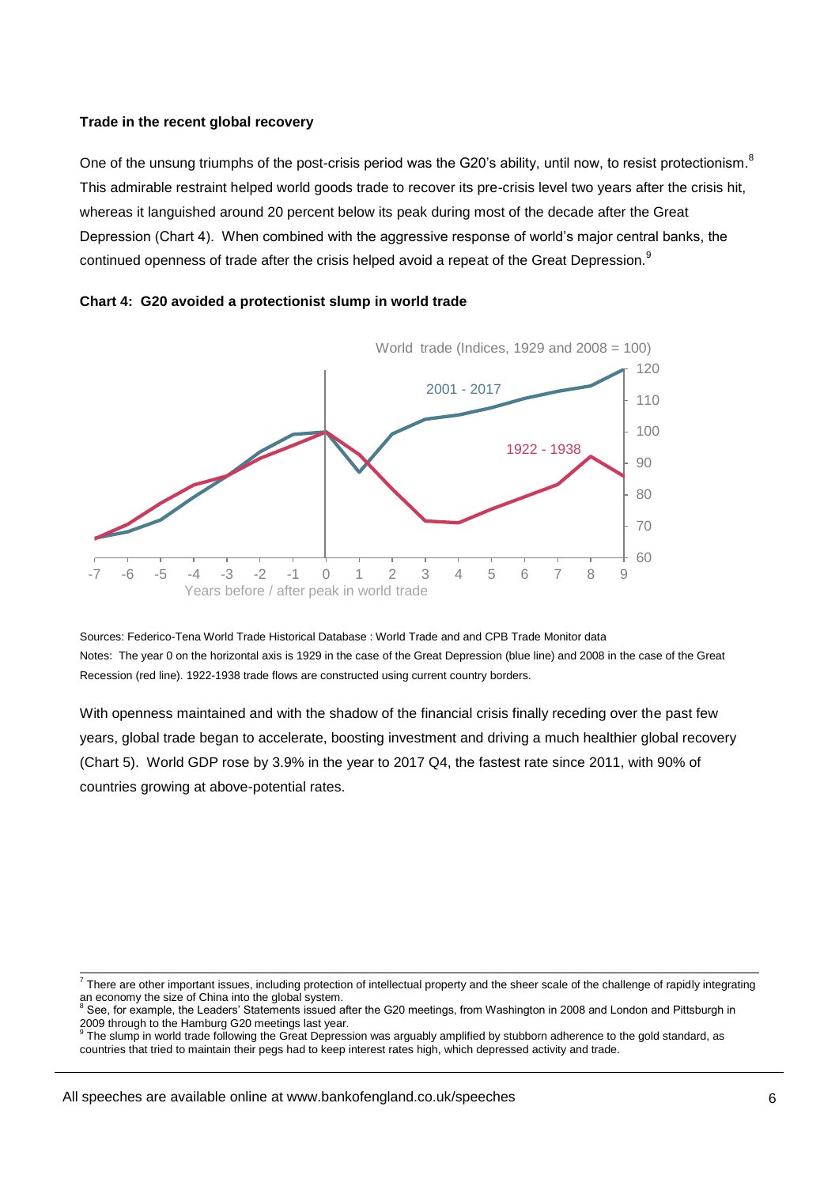**Trade in the recent global recovery**

One of the unsung triumphs of the post-crisis period was the G20's ability, until now, to resist protectionism.[8] This admirable restraint helped world goods trade to recover its pre-crisis level two years after the crisis hit, whereas it languished around 20 percent below its peak during most of the decade after the Great Depression (Chart 4). When combined with the aggressive response of world's major central banks, the continued openness of trade after the crisis helped avoid a repeat of the Great Depression.[9]

**Chart 4: G20 avoided a protectionist slump in world trade**

Sources: Federico-Tena World Trade Historical Database : World Trade and and CPB Trade Monitor data

Notes: The year 0 on the horizontal axis is 1929 in the case of the Great Depression (blue line) and 2008 in the case of the Great Recession (red line). 1922-1938 trade flows are constructed using current country borders.

With openness maintained and with the shadow of the financial crisis finally receding over the past few years, global trade began to accelerate, boosting investment and driving a much healthier global recovery (Chart 5). World GDP rose by 3.9% in the year to 2017 Q4, the fastest rate since 2011, with 90% of countries growing at above-potential rates.

---

[7] There are other important issues, including protection of intellectual property and the sheer scale of the challenge of rapidly integrating an economy the size of China into the global system.

[8] See, for example, the Leaders' Statements issued after the G20 meetings, from Washington in 2008 and London and Pittsburgh in 2009 through to the Hamburg G20 meetings last year.

[9] The slump in world trade following the Great Depression was arguably amplified by stubborn adherence to the gold standard, as countries that tried to maintain their pegs had to keep interest rates high, which depressed activity and trade.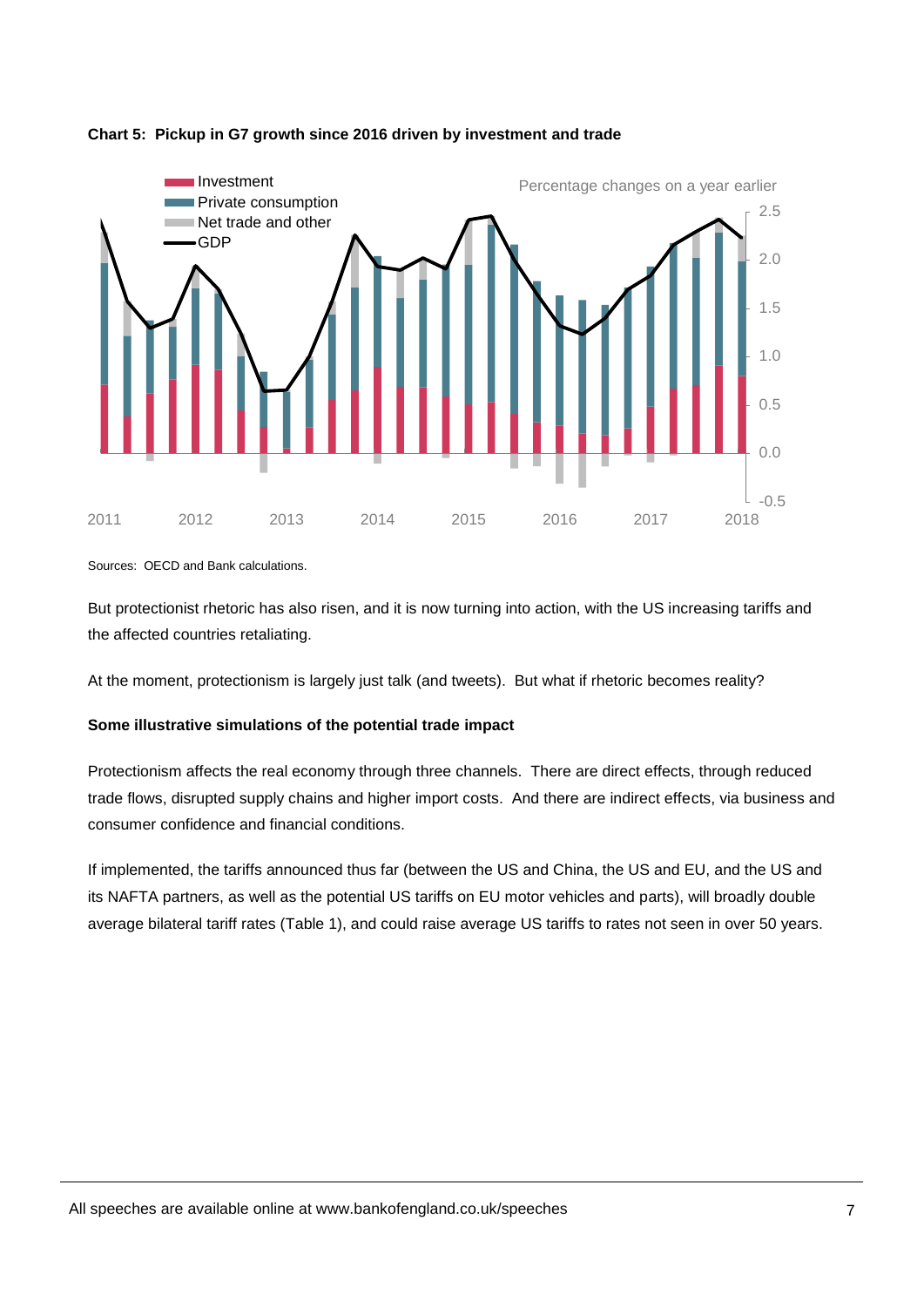**Chart 5: Pickup in G7 growth since 2016 driven by investment and trade**

Sources: OECD and Bank calculations.

But protectionist rhetoric has also risen, and it is now turning into action, with the US increasing tariffs and the affected countries retaliating.

At the moment, protectionism is largely just talk (and tweets). But what if rhetoric becomes reality?

**Some illustrative simulations of the potential trade impact**

Protectionism affects the real economy through three channels. There are direct effects, through reduced trade flows, disrupted supply chains and higher import costs. And there are indirect effects, via business and consumer confidence and financial conditions.

If implemented, the tariffs announced thus far (between the US and China, the US and EU, and the US and its NAFTA partners, as well as the potential US tariffs on EU motor vehicles and parts), will broadly double average bilateral tariff rates (Table 1), and could raise average US tariffs to rates not seen in over 50 years.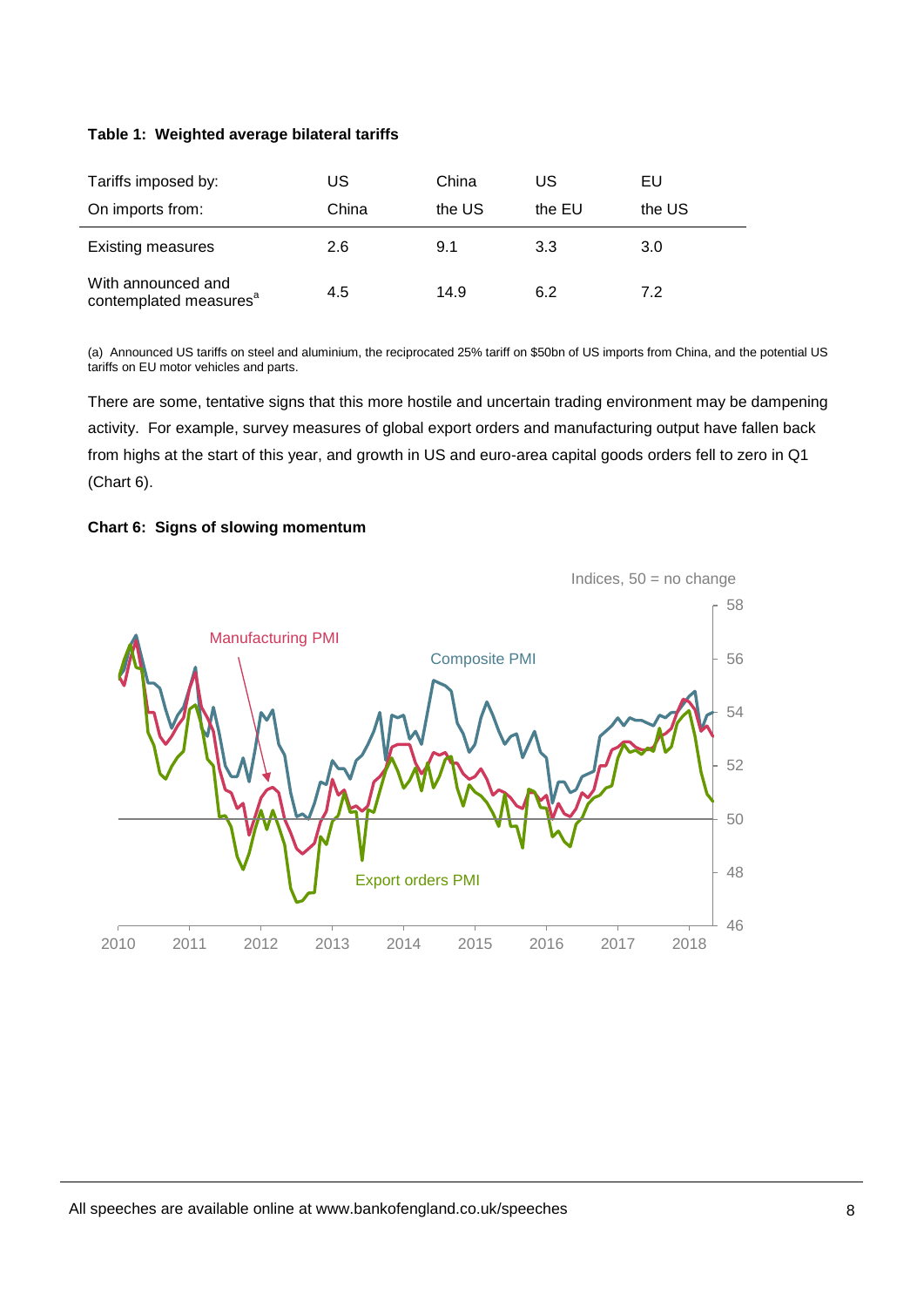**Table 1: Weighted average bilateral tariffs**

| Tariffs imposed by: | US | China | US | EU |
|---|---|---|---|---|
| On imports from: | China | the US | the EU | the US |
| Existing measures | 2.6 | 9.1 | 3.3 | 3.0 |
| With announced and contemplated measures[a] | 4.5 | 14.9 | 6.2 | 7.2 |

(a) Announced US tariffs on steel and aluminium, the reciprocated 25% tariff on $50bn of US imports from China, and the potential US tariffs on EU motor vehicles and parts.

There are some, tentative signs that this more hostile and uncertain trading environment may be dampening activity. For example, survey measures of global export orders and manufacturing output have fallen back from highs at the start of this year, and growth in US and euro-area capital goods orders fell to zero in Q1 (Chart 6).

**Chart 6: Signs of slowing momentum**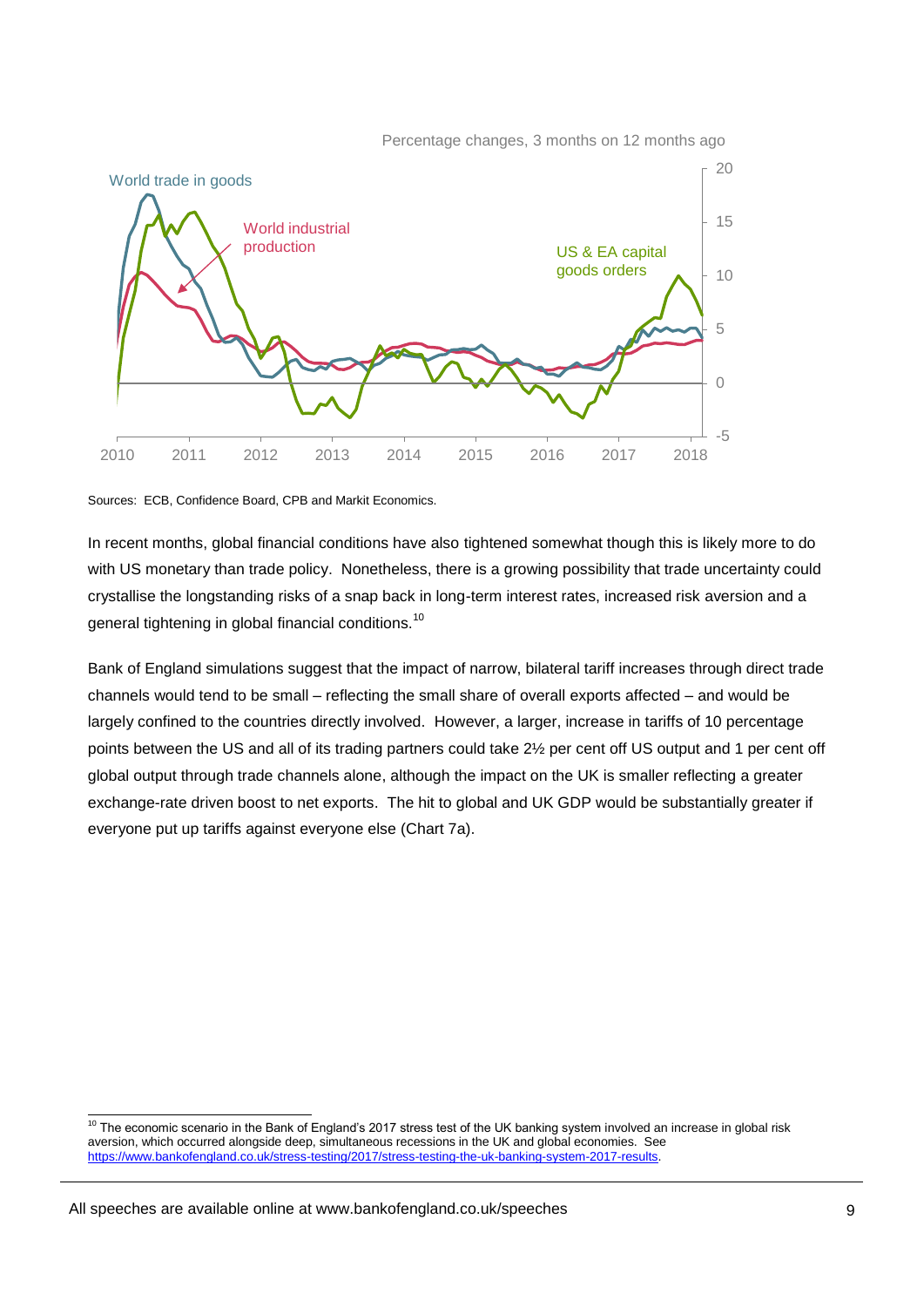Percentage changes, 3 months on 12 months ago

Sources: ECB, Confidence Board, CPB and Markit Economics.

In recent months, global financial conditions have also tightened somewhat though this is likely more to do with US monetary than trade policy. Nonetheless, there is a growing possibility that trade uncertainty could crystallise the longstanding risks of a snap back in long-term interest rates, increased risk aversion and a general tightening in global financial conditions.[10]

Bank of England simulations suggest that the impact of narrow, bilateral tariff increases through direct trade channels would tend to be small – reflecting the small share of overall exports affected – and would be largely confined to the countries directly involved. However, a larger, increase in tariffs of 10 percentage points between the US and all of its trading partners could take 2½ per cent off US output and 1 per cent off global output through trade channels alone, although the impact on the UK is smaller reflecting a greater exchange-rate driven boost to net exports. The hit to global and UK GDP would be substantially greater if everyone put up tariffs against everyone else (Chart 7a).

[10] The economic scenario in the Bank of England's 2017 stress test of the UK banking system involved an increase in global risk aversion, which occurred alongside deep, simultaneous recessions in the UK and global economies. See https://www.bankofengland.co.uk/stress-testing/2017/stress-testing-the-uk-banking-system-2017-results.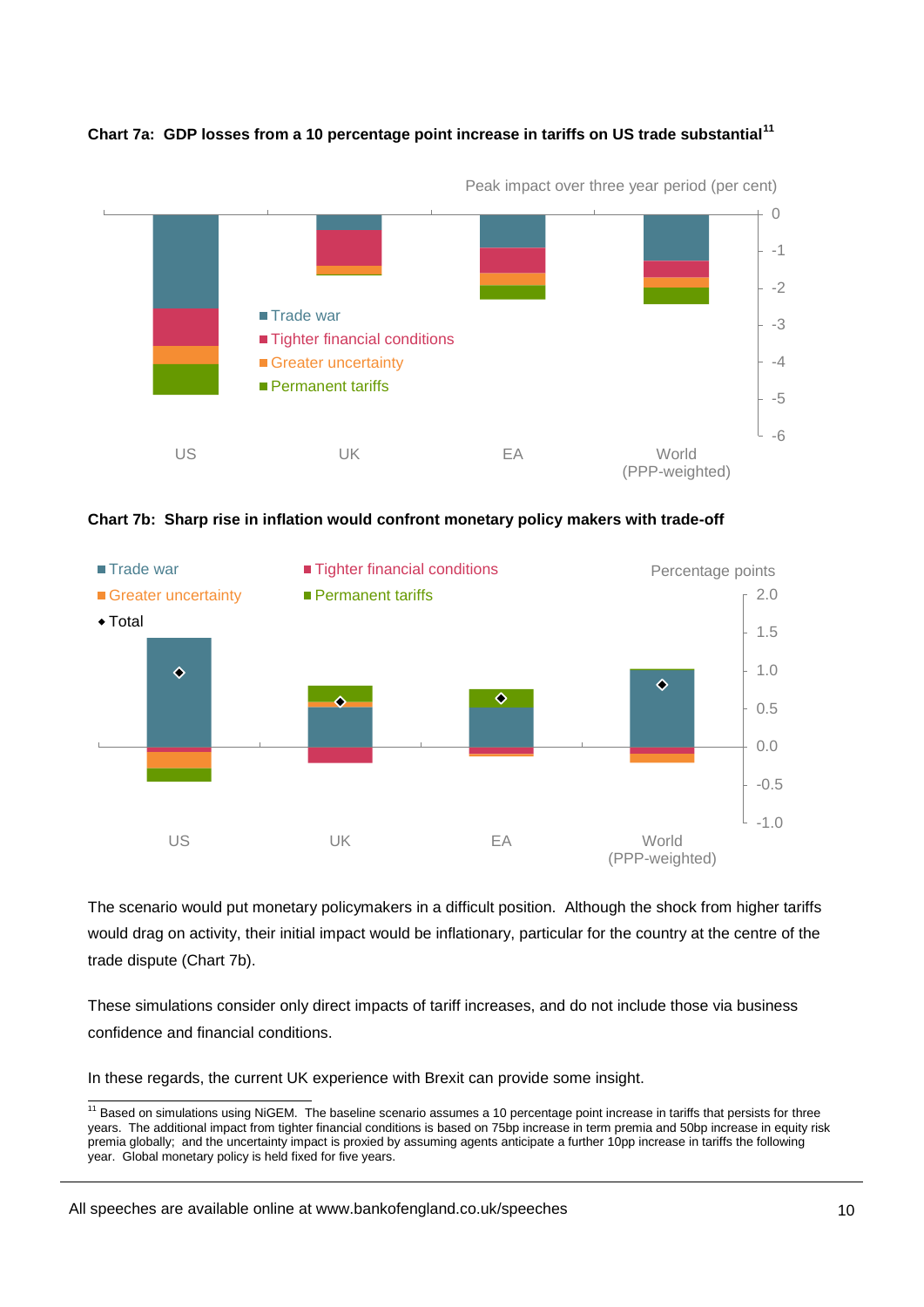**Chart 7a: GDP losses from a 10 percentage point increase in tariffs on US trade substantial**[11]

Peak impact over three year period (per cent)

- Trade war
- Tighter financial conditions
- Greater uncertainty
- Permanent tariffs

US | UK | EA | World (PPP-weighted)

**Chart 7b: Sharp rise in inflation would confront monetary policy makers with trade-off**

Percentage points

- Trade war
- Tighter financial conditions
- Greater uncertainty
- Permanent tariffs
- Total

US | UK | EA | World (PPP-weighted)

The scenario would put monetary policymakers in a difficult position. Although the shock from higher tariffs would drag on activity, their initial impact would be inflationary, particular for the country at the centre of the trade dispute (Chart 7b).

These simulations consider only direct impacts of tariff increases, and do not include those via business confidence and financial conditions.

In these regards, the current UK experience with Brexit can provide some insight.

---

[11] Based on simulations using NiGEM. The baseline scenario assumes a 10 percentage point increase in tariffs that persists for three years. The additional impact from tighter financial conditions is based on 75bp increase in term premia and 50bp increase in equity risk premia globally; and the uncertainty impact is proxied by assuming agents anticipate a further 10pp increase in tariffs the following year. Global monetary policy is held fixed for five years.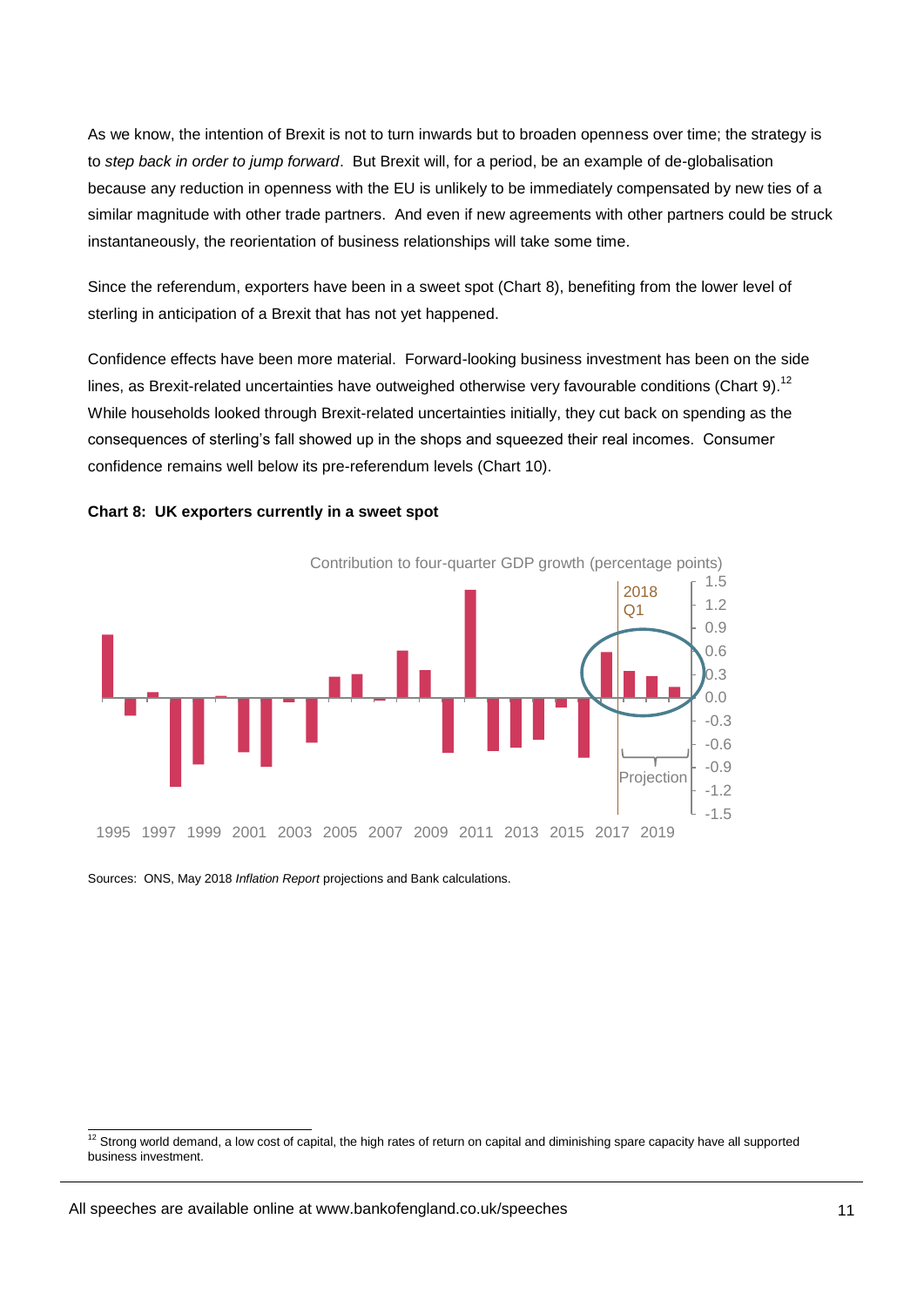As we know, the intention of Brexit is not to turn inwards but to broaden openness over time; the strategy is to *step back in order to jump forward*. But Brexit will, for a period, be an example of de-globalisation because any reduction in openness with the EU is unlikely to be immediately compensated by new ties of a similar magnitude with other trade partners. And even if new agreements with other partners could be struck instantaneously, the reorientation of business relationships will take some time.

Since the referendum, exporters have been in a sweet spot (Chart 8), benefiting from the lower level of sterling in anticipation of a Brexit that has not yet happened.

Confidence effects have been more material. Forward-looking business investment has been on the side lines, as Brexit-related uncertainties have outweighed otherwise very favourable conditions (Chart 9).[12] While households looked through Brexit-related uncertainties initially, they cut back on spending as the consequences of sterling's fall showed up in the shops and squeezed their real incomes. Consumer confidence remains well below its pre-referendum levels (Chart 10).

**Chart 8: UK exporters currently in a sweet spot**

Contribution to four-quarter GDP growth (percentage points)

Sources: ONS, May 2018 *Inflation Report* projections and Bank calculations.

[12] Strong world demand, a low cost of capital, the high rates of return on capital and diminishing spare capacity have all supported business investment.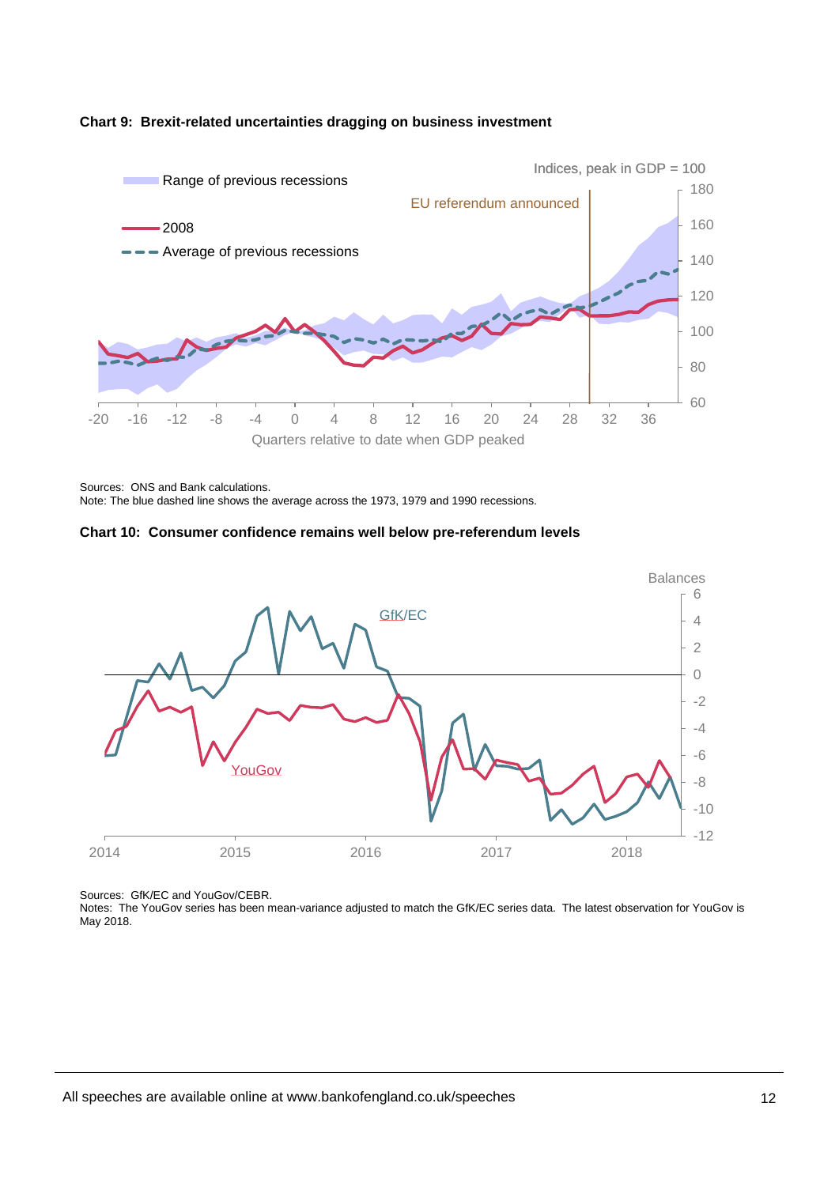**Chart 9: Brexit-related uncertainties dragging on business investment**

Sources: ONS and Bank calculations.
Note: The blue dashed line shows the average across the 1973, 1979 and 1990 recessions.

**Chart 10: Consumer confidence remains well below pre-referendum levels**

Sources: GfK/EC and YouGov/CEBR.
Notes: The YouGov series has been mean-variance adjusted to match the GfK/EC series data. The latest observation for YouGov is May 2018.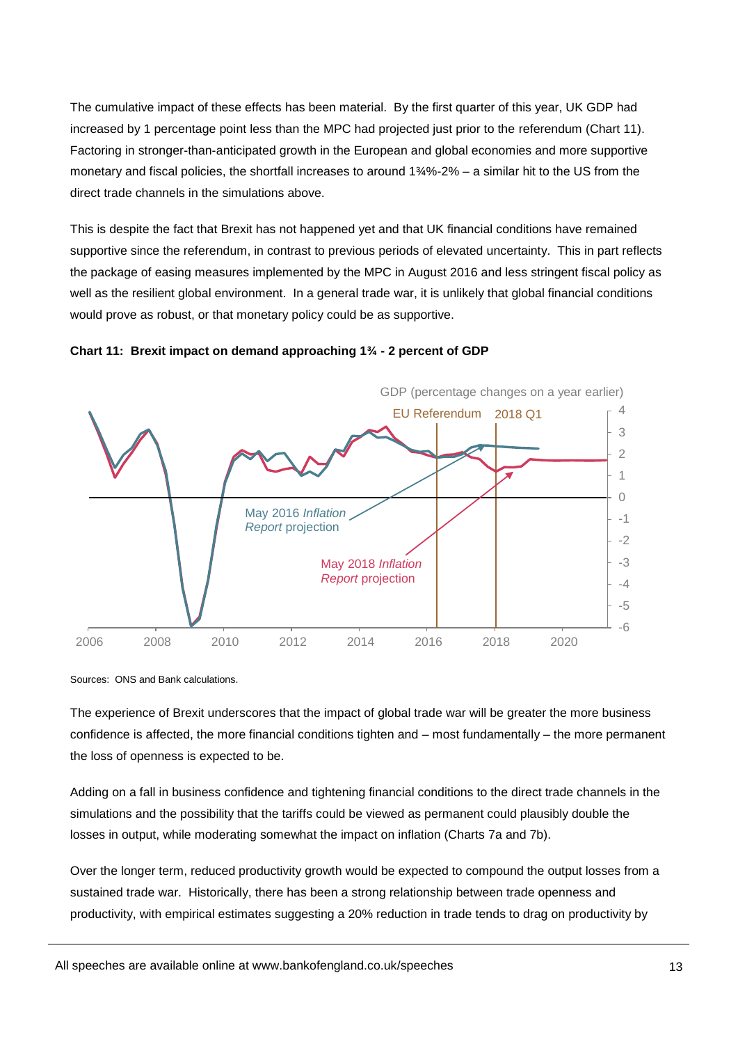The cumulative impact of these effects has been material. By the first quarter of this year, UK GDP had increased by 1 percentage point less than the MPC had projected just prior to the referendum (Chart 11). Factoring in stronger-than-anticipated growth in the European and global economies and more supportive monetary and fiscal policies, the shortfall increases to around 1¾%-2% – a similar hit to the US from the direct trade channels in the simulations above.

This is despite the fact that Brexit has not happened yet and that UK financial conditions have remained supportive since the referendum, in contrast to previous periods of elevated uncertainty. This in part reflects the package of easing measures implemented by the MPC in August 2016 and less stringent fiscal policy as well as the resilient global environment. In a general trade war, it is unlikely that global financial conditions would prove as robust, or that monetary policy could be as supportive.

**Chart 11: Brexit impact on demand approaching 1¾ - 2 percent of GDP**

Sources: ONS and Bank calculations.

The experience of Brexit underscores that the impact of global trade war will be greater the more business confidence is affected, the more financial conditions tighten and – most fundamentally – the more permanent the loss of openness is expected to be.

Adding on a fall in business confidence and tightening financial conditions to the direct trade channels in the simulations and the possibility that the tariffs could be viewed as permanent could plausibly double the losses in output, while moderating somewhat the impact on inflation (Charts 7a and 7b).

Over the longer term, reduced productivity growth would be expected to compound the output losses from a sustained trade war. Historically, there has been a strong relationship between trade openness and productivity, with empirical estimates suggesting a 20% reduction in trade tends to drag on productivity by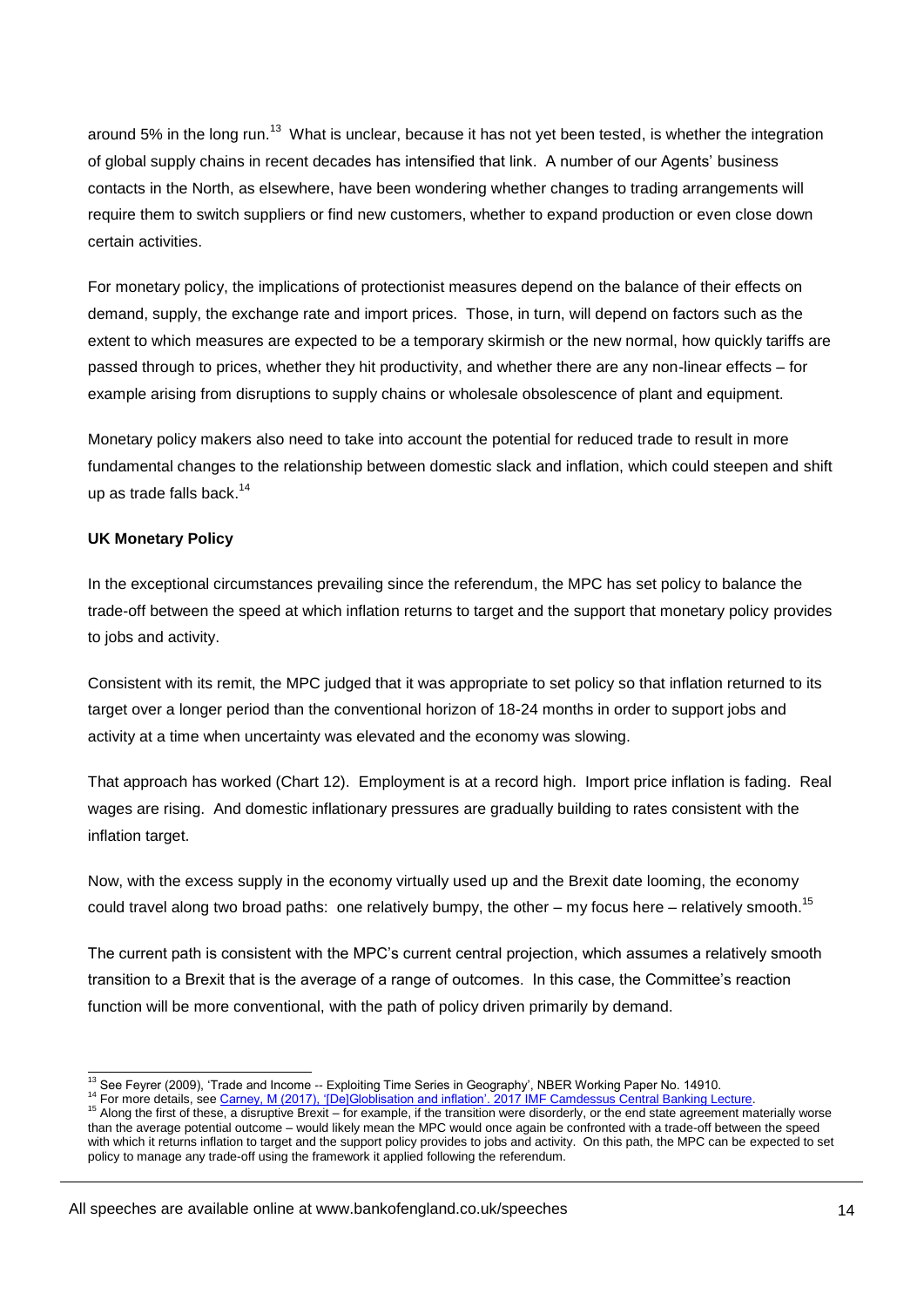around 5% in the long run.[13] What is unclear, because it has not yet been tested, is whether the integration of global supply chains in recent decades has intensified that link. A number of our Agents' business contacts in the North, as elsewhere, have been wondering whether changes to trading arrangements will require them to switch suppliers or find new customers, whether to expand production or even close down certain activities.

For monetary policy, the implications of protectionist measures depend on the balance of their effects on demand, supply, the exchange rate and import prices. Those, in turn, will depend on factors such as the extent to which measures are expected to be a temporary skirmish or the new normal, how quickly tariffs are passed through to prices, whether they hit productivity, and whether there are any non-linear effects – for example arising from disruptions to supply chains or wholesale obsolescence of plant and equipment.

Monetary policy makers also need to take into account the potential for reduced trade to result in more fundamental changes to the relationship between domestic slack and inflation, which could steepen and shift up as trade falls back.[14]

**UK Monetary Policy**

In the exceptional circumstances prevailing since the referendum, the MPC has set policy to balance the trade-off between the speed at which inflation returns to target and the support that monetary policy provides to jobs and activity.

Consistent with its remit, the MPC judged that it was appropriate to set policy so that inflation returned to its target over a longer period than the conventional horizon of 18-24 months in order to support jobs and activity at a time when uncertainty was elevated and the economy was slowing.

That approach has worked (Chart 12). Employment is at a record high. Import price inflation is fading. Real wages are rising. And domestic inflationary pressures are gradually building to rates consistent with the inflation target.

Now, with the excess supply in the economy virtually used up and the Brexit date looming, the economy could travel along two broad paths: one relatively bumpy, the other – my focus here – relatively smooth.[15]

The current path is consistent with the MPC's current central projection, which assumes a relatively smooth transition to a Brexit that is the average of a range of outcomes. In this case, the Committee's reaction function will be more conventional, with the path of policy driven primarily by demand.

---

[13] See Feyrer (2009), 'Trade and Income -- Exploiting Time Series in Geography', NBER Working Paper No. 14910.

[14] For more details, see Carney, M (2017), '[De]Globlisation and inflation'. 2017 IMF Camdessus Central Banking Lecture.

[15] Along the first of these, a disruptive Brexit – for example, if the transition were disorderly, or the end state agreement materially worse than the average potential outcome – would likely mean the MPC would once again be confronted with a trade-off between the speed with which it returns inflation to target and the support policy provides to jobs and activity. On this path, the MPC can be expected to set policy to manage any trade-off using the framework it applied following the referendum.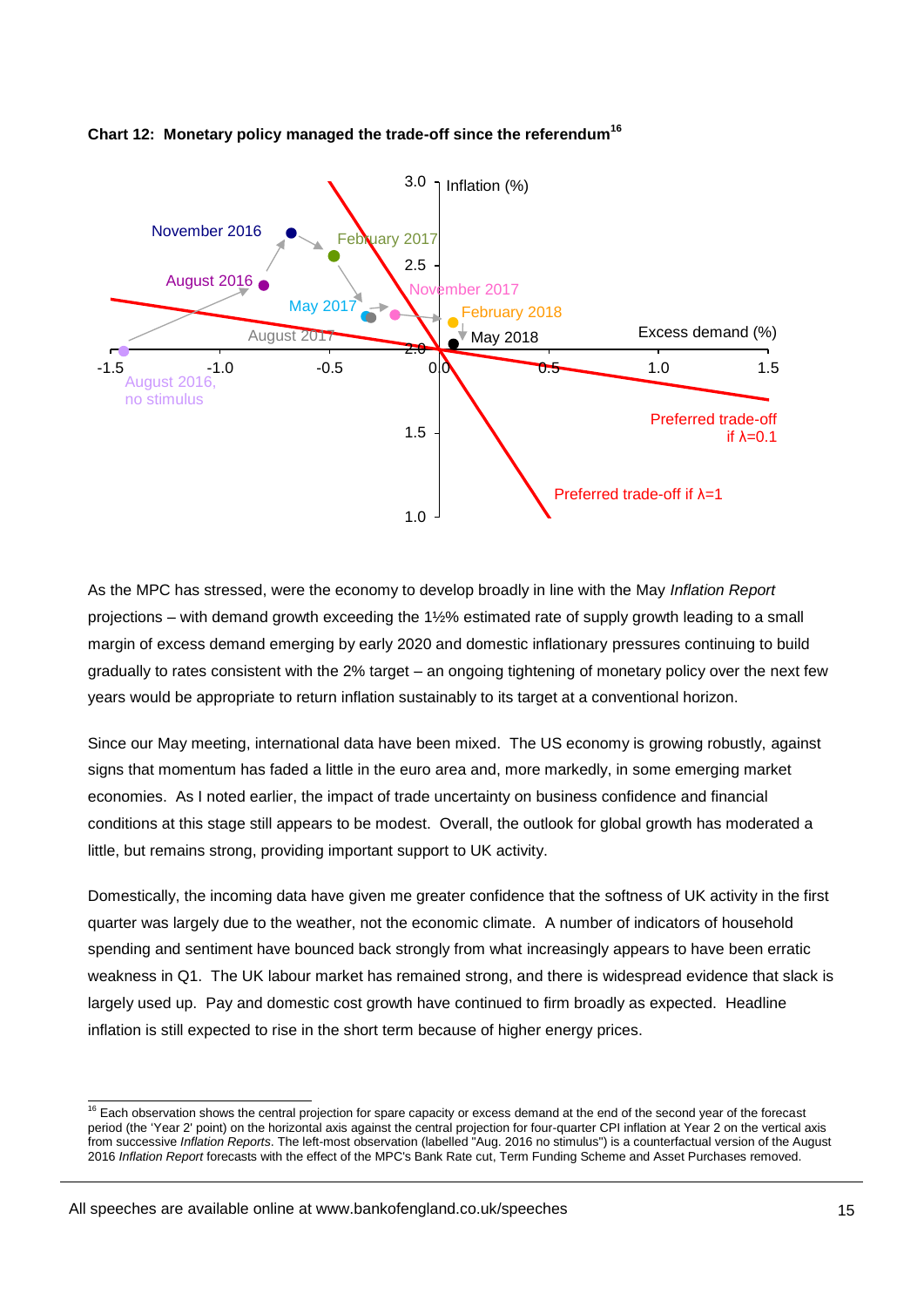**Chart 12: Monetary policy managed the trade-off since the referendum**[16]

As the MPC has stressed, were the economy to develop broadly in line with the May *Inflation Report* projections – with demand growth exceeding the 1½% estimated rate of supply growth leading to a small margin of excess demand emerging by early 2020 and domestic inflationary pressures continuing to build gradually to rates consistent with the 2% target – an ongoing tightening of monetary policy over the next few years would be appropriate to return inflation sustainably to its target at a conventional horizon.

Since our May meeting, international data have been mixed. The US economy is growing robustly, against signs that momentum has faded a little in the euro area and, more markedly, in some emerging market economies. As I noted earlier, the impact of trade uncertainty on business confidence and financial conditions at this stage still appears to be modest. Overall, the outlook for global growth has moderated a little, but remains strong, providing important support to UK activity.

Domestically, the incoming data have given me greater confidence that the softness of UK activity in the first quarter was largely due to the weather, not the economic climate. A number of indicators of household spending and sentiment have bounced back strongly from what increasingly appears to have been erratic weakness in Q1. The UK labour market has remained strong, and there is widespread evidence that slack is largely used up. Pay and domestic cost growth have continued to firm broadly as expected. Headline inflation is still expected to rise in the short term because of higher energy prices.

---

[16] Each observation shows the central projection for spare capacity or excess demand at the end of the second year of the forecast period (the 'Year 2' point) on the horizontal axis against the central projection for four-quarter CPI inflation at Year 2 on the vertical axis from successive *Inflation Reports*. The left-most observation (labelled "Aug. 2016 no stimulus") is a counterfactual version of the August 2016 *Inflation Report* forecasts with the effect of the MPC's Bank Rate cut, Term Funding Scheme and Asset Purchases removed.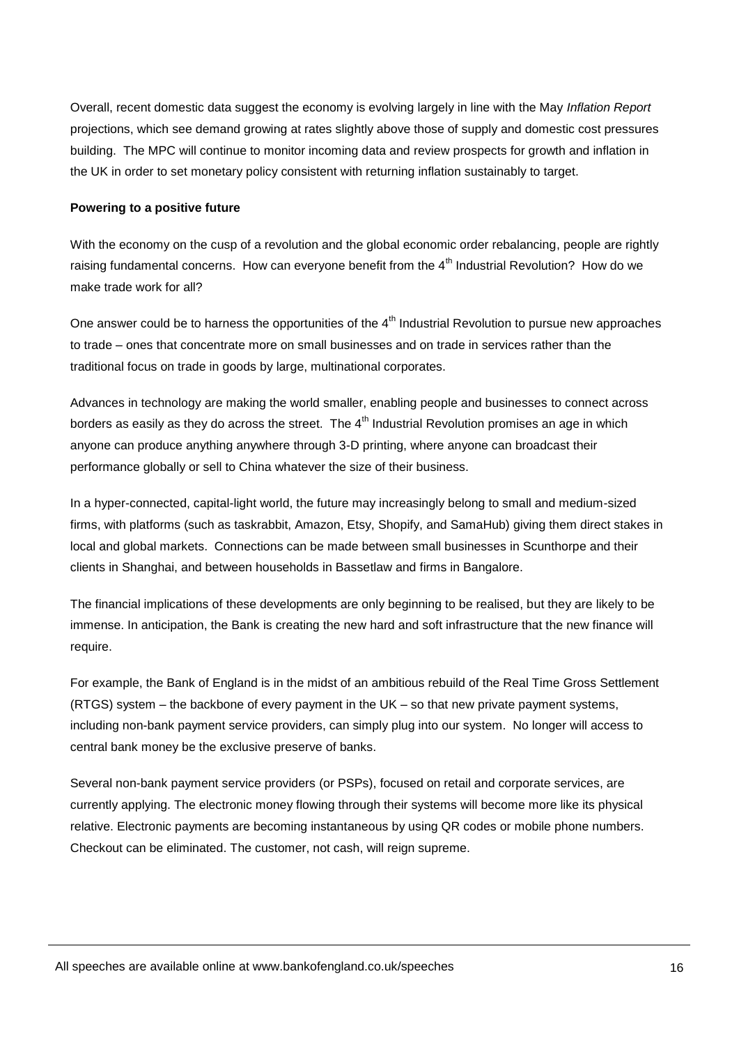Overall, recent domestic data suggest the economy is evolving largely in line with the May *Inflation Report* projections, which see demand growing at rates slightly above those of supply and domestic cost pressures building. The MPC will continue to monitor incoming data and review prospects for growth and inflation in the UK in order to set monetary policy consistent with returning inflation sustainably to target.

**Powering to a positive future**

With the economy on the cusp of a revolution and the global economic order rebalancing, people are rightly raising fundamental concerns. How can everyone benefit from the 4th Industrial Revolution? How do we make trade work for all?

One answer could be to harness the opportunities of the 4th Industrial Revolution to pursue new approaches to trade – ones that concentrate more on small businesses and on trade in services rather than the traditional focus on trade in goods by large, multinational corporates.

Advances in technology are making the world smaller, enabling people and businesses to connect across borders as easily as they do across the street. The 4th Industrial Revolution promises an age in which anyone can produce anything anywhere through 3-D printing, where anyone can broadcast their performance globally or sell to China whatever the size of their business.

In a hyper-connected, capital-light world, the future may increasingly belong to small and medium-sized firms, with platforms (such as taskrabbit, Amazon, Etsy, Shopify, and SamaHub) giving them direct stakes in local and global markets. Connections can be made between small businesses in Scunthorpe and their clients in Shanghai, and between households in Bassetlaw and firms in Bangalore.

The financial implications of these developments are only beginning to be realised, but they are likely to be immense. In anticipation, the Bank is creating the new hard and soft infrastructure that the new finance will require.

For example, the Bank of England is in the midst of an ambitious rebuild of the Real Time Gross Settlement (RTGS) system – the backbone of every payment in the UK – so that new private payment systems, including non-bank payment service providers, can simply plug into our system. No longer will access to central bank money be the exclusive preserve of banks.

Several non-bank payment service providers (or PSPs), focused on retail and corporate services, are currently applying. The electronic money flowing through their systems will become more like its physical relative. Electronic payments are becoming instantaneous by using QR codes or mobile phone numbers. Checkout can be eliminated. The customer, not cash, will reign supreme.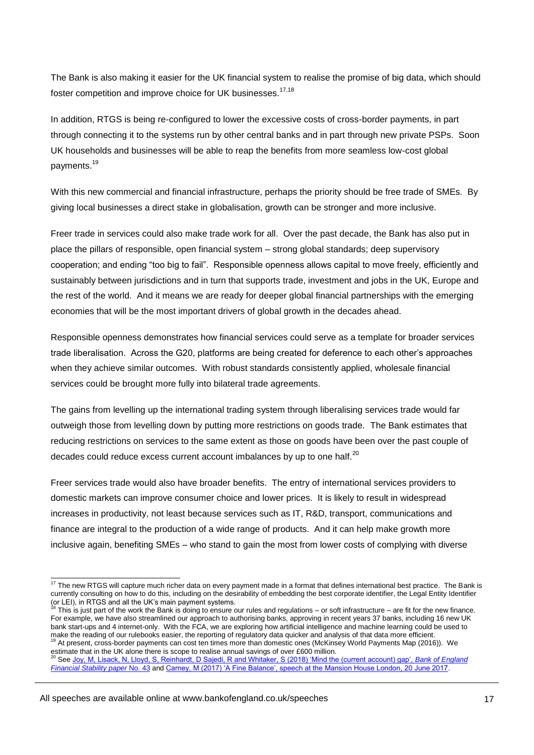The Bank is also making it easier for the UK financial system to realise the promise of big data, which should foster competition and improve choice for UK businesses.[17,18]

In addition, RTGS is being re-configured to lower the excessive costs of cross-border payments, in part through connecting it to the systems run by other central banks and in part through new private PSPs. Soon UK households and businesses will be able to reap the benefits from more seamless low-cost global payments.[19]

With this new commercial and financial infrastructure, perhaps the priority should be free trade of SMEs. By giving local businesses a direct stake in globalisation, growth can be stronger and more inclusive.

Freer trade in services could also make trade work for all. Over the past decade, the Bank has also put in place the pillars of responsible, open financial system – strong global standards; deep supervisory cooperation; and ending "too big to fail". Responsible openness allows capital to move freely, efficiently and sustainably between jurisdictions and in turn that supports trade, investment and jobs in the UK, Europe and the rest of the world. And it means we are ready for deeper global financial partnerships with the emerging economies that will be the most important drivers of global growth in the decades ahead.

Responsible openness demonstrates how financial services could serve as a template for broader services trade liberalisation. Across the G20, platforms are being created for deference to each other's approaches when they achieve similar outcomes. With robust standards consistently applied, wholesale financial services could be brought more fully into bilateral trade agreements.

The gains from levelling up the international trading system through liberalising services trade would far outweigh those from levelling down by putting more restrictions on goods trade. The Bank estimates that reducing restrictions on services to the same extent as those on goods have been over the past couple of decades could reduce excess current account imbalances by up to one half.[20]

Freer services trade would also have broader benefits. The entry of international services providers to domestic markets can improve consumer choice and lower prices. It is likely to result in widespread increases in productivity, not least because services such as IT, R&D, transport, communications and finance are integral to the production of a wide range of products. And it can help make growth more inclusive again, benefiting SMEs – who stand to gain the most from lower costs of complying with diverse

---

[17] The new RTGS will capture much richer data on every payment made in a format that defines international best practice. The Bank is currently consulting on how to do this, including on the desirability of embedding the best corporate identifier, the Legal Entity Identifier (or LEI), in RTGS and all the UK's main payment systems.

[18] This is just part of the work the Bank is doing to ensure our rules and regulations – or soft infrastructure – are fit for the new finance. For example, we have also streamlined our approach to authorising banks, approving in recent years 37 banks, including 16 new UK bank start-ups and 4 internet-only. With the FCA, we are exploring how artificial intelligence and machine learning could be used to make the reading of our rulebooks easier, the reporting of regulatory data quicker and analysis of that data more efficient.

[19] At present, cross-border payments can cost ten times more than domestic ones (McKinsey World Payments Map (2016)). We estimate that in the UK alone there is scope to realise annual savings of over £600 million.

[20] See Joy, M, Lisack, N, Lloyd, S, Reinhardt, D Sajedi, R and Whitaker, S (2018) 'Mind the (current account) gap', *Bank of England Financial Stability paper* No. 43 and Carney, M (2017) 'A Fine Balance', speech at the Mansion House London, 20 June 2017.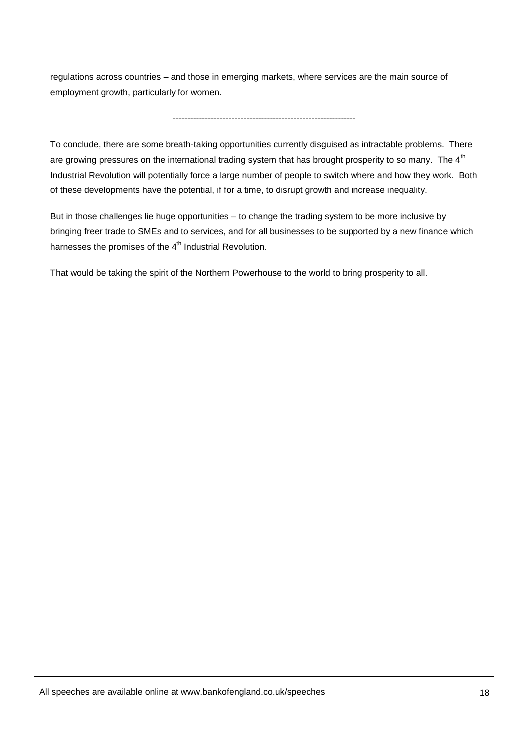regulations across countries – and those in emerging markets, where services are the main source of employment growth, particularly for women.

--------------------------------------------------------------

To conclude, there are some breath-taking opportunities currently disguised as intractable problems. There are growing pressures on the international trading system that has brought prosperity to so many. The 4th Industrial Revolution will potentially force a large number of people to switch where and how they work. Both of these developments have the potential, if for a time, to disrupt growth and increase inequality.

But in those challenges lie huge opportunities – to change the trading system to be more inclusive by bringing freer trade to SMEs and to services, and for all businesses to be supported by a new finance which harnesses the promises of the 4th Industrial Revolution.

That would be taking the spirit of the Northern Powerhouse to the world to bring prosperity to all.

All speeches are available online at www.bankofengland.co.uk/speeches